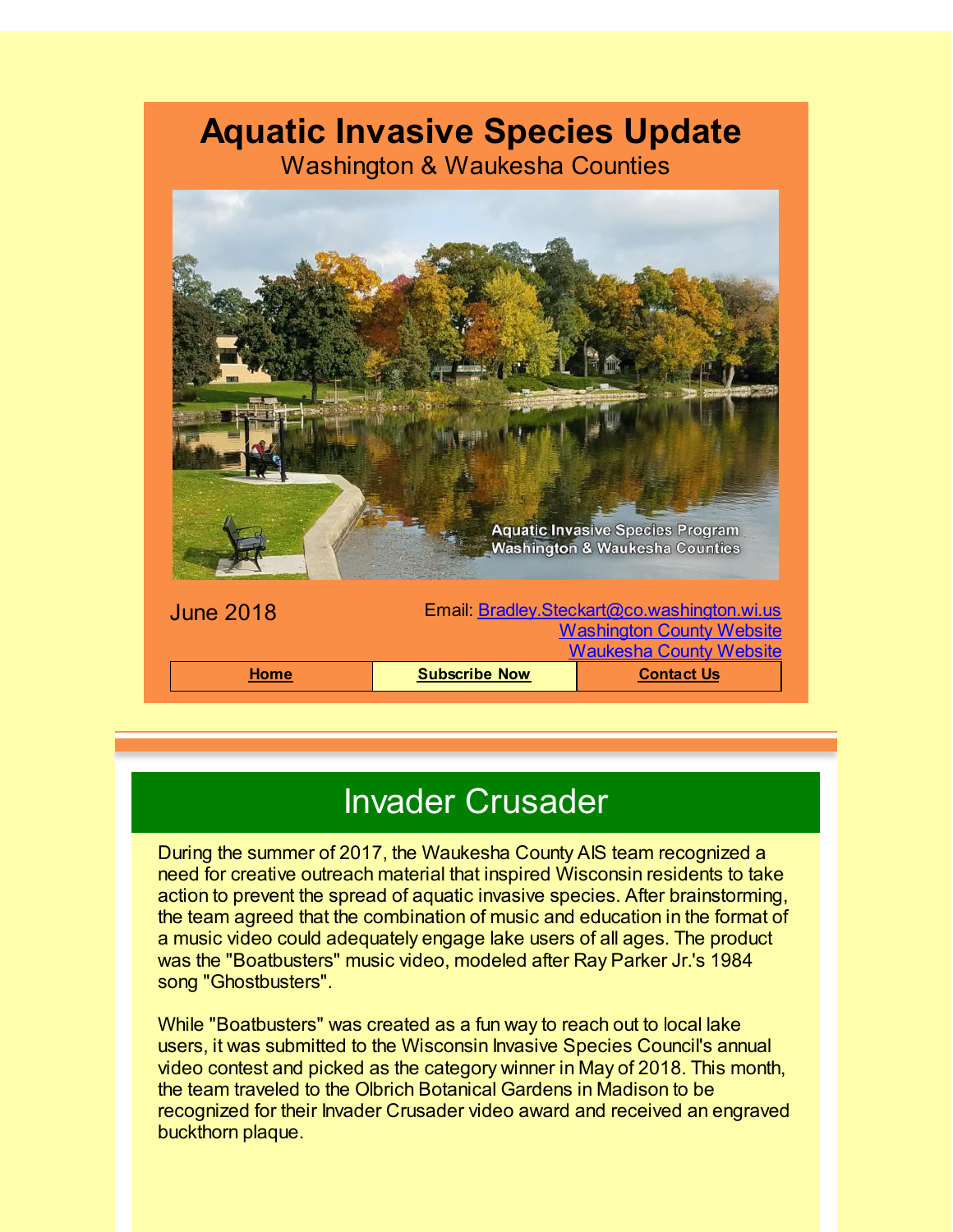# Aquatic Invasive Species Update

Washington & Waukesha Counties

June 2018

Email: [Bradley.Steckart@co.washington.wi.us](mailto:Bradley.Steckart@co.washington.wi.us)
[Washington County Website](#)
[Waukesha County Website](#)

| **Home** | **Subscribe Now** | **Contact Us** |
| --- | --- | --- |

## Invader Crusader

During the summer of 2017, the Waukesha County AIS team recognized a need for creative outreach material that inspired Wisconsin residents to take action to prevent the spread of aquatic invasive species. After brainstorming, the team agreed that the combination of music and education in the format of a music video could adequately engage lake users of all ages. The product was the "Boatbusters" music video, modeled after Ray Parker Jr.'s 1984 song "Ghostbusters".

While "Boatbusters" was created as a fun way to reach out to local lake users, it was submitted to the Wisconsin Invasive Species Council's annual video contest and picked as the category winner in May of 2018. This month, the team traveled to the Olbrich Botanical Gardens in Madison to be recognized for their Invader Crusader video award and received an engraved buckthorn plaque.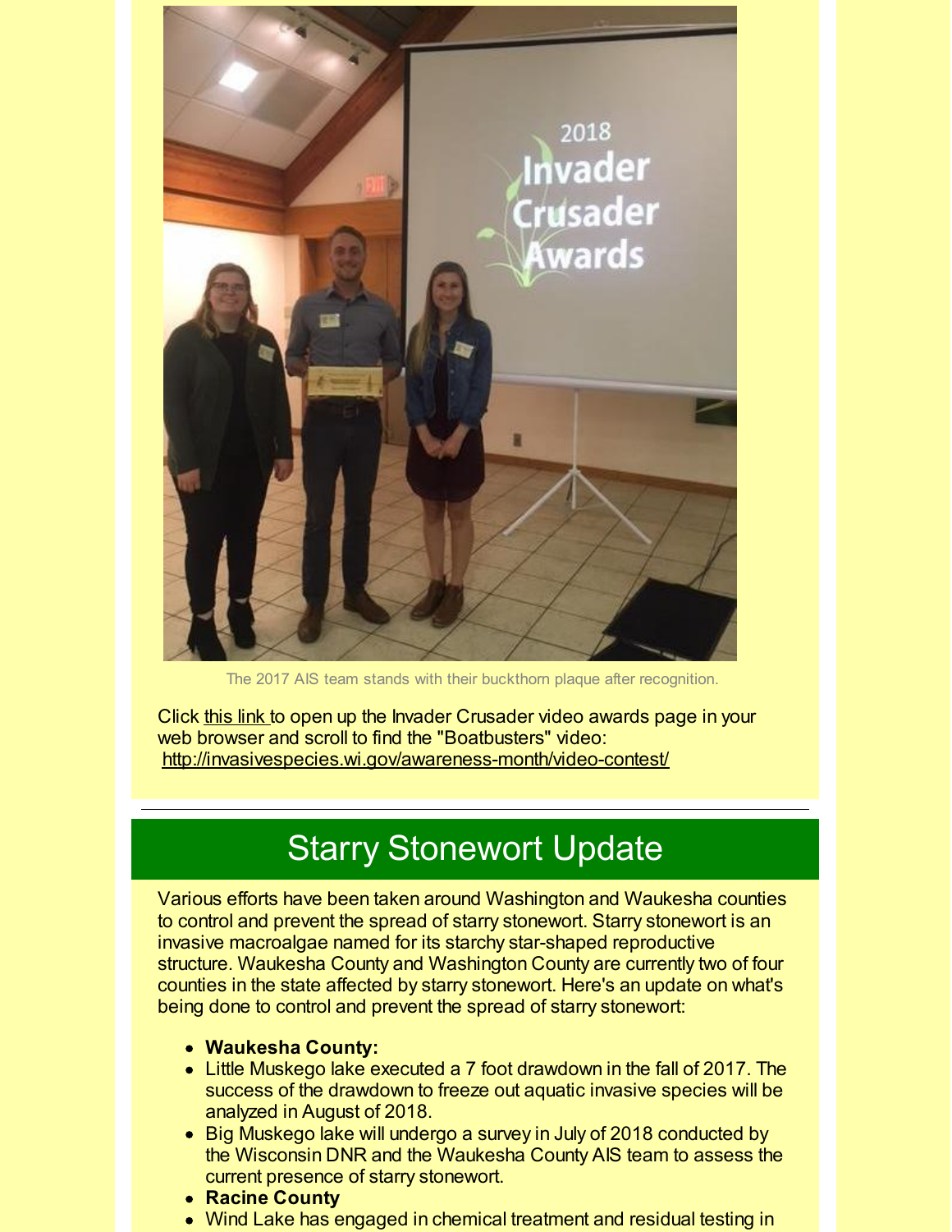The 2017 AIS team stands with their buckthorn plaque after recognition.

Click this link to open up the Invader Crusader video awards page in your web browser and scroll to find the "Boatbusters" video: http://invasivespecies.wi.gov/awareness-month/video-contest/

---

## Starry Stonewort Update

Various efforts have been taken around Washington and Waukesha counties to control and prevent the spread of starry stonewort. Starry stonewort is an invasive macroalgae named for its starchy star-shaped reproductive structure. Waukesha County and Washington County are currently two of four counties in the state affected by starry stonewort. Here's an update on what's being done to control and prevent the spread of starry stonewort:

- **Waukesha County:**
- Little Muskego lake executed a 7 foot drawdown in the fall of 2017. The success of the drawdown to freeze out aquatic invasive species will be analyzed in August of 2018.
- Big Muskego lake will undergo a survey in July of 2018 conducted by the Wisconsin DNR and the Waukesha County AIS team to assess the current presence of starry stonewort.
- **Racine County**
- Wind Lake has engaged in chemical treatment and residual testing in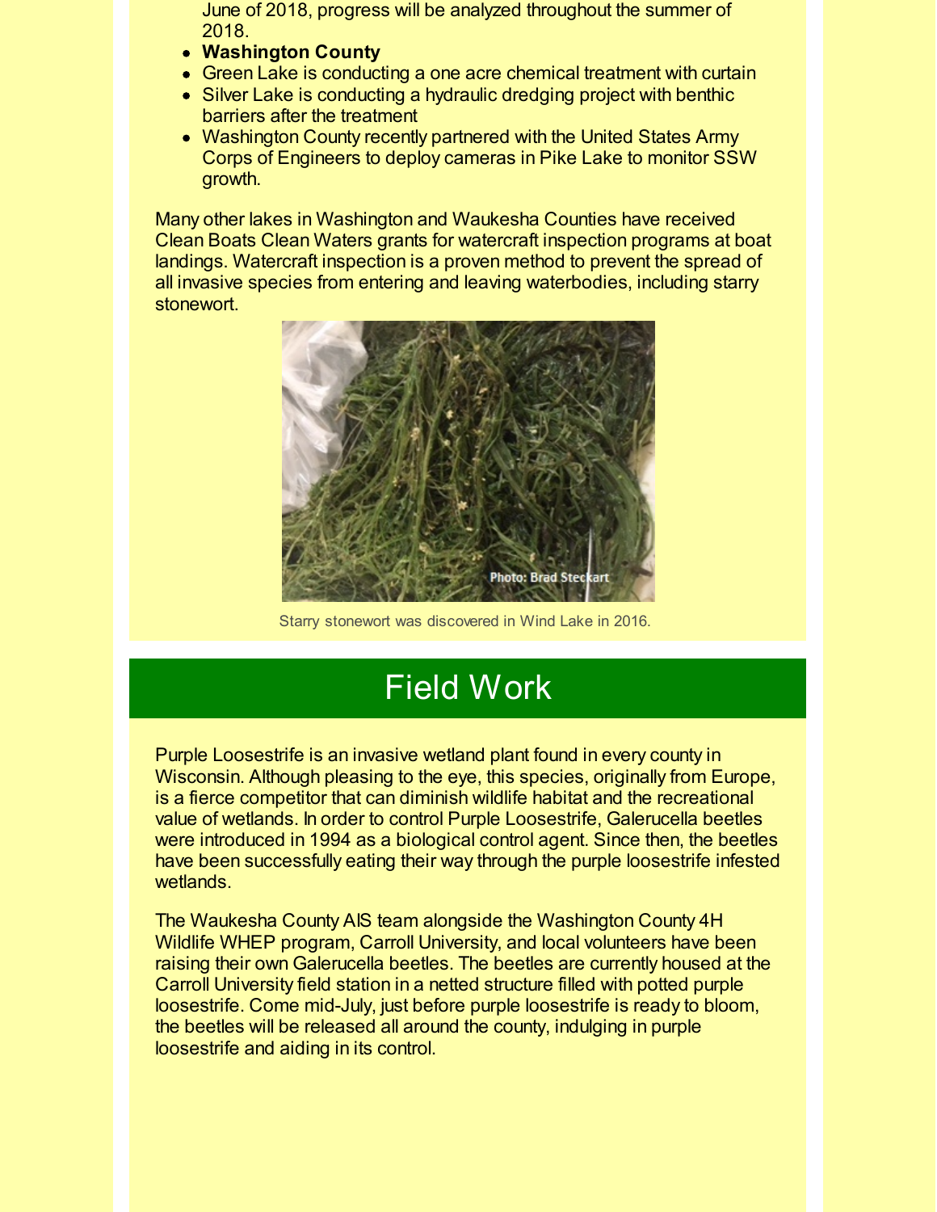June of 2018, progress will be analyzed throughout the summer of 2018.

- **Washington County**
- Green Lake is conducting a one acre chemical treatment with curtain
- Silver Lake is conducting a hydraulic dredging project with benthic barriers after the treatment
- Washington County recently partnered with the United States Army Corps of Engineers to deploy cameras in Pike Lake to monitor SSW growth.

Many other lakes in Washington and Waukesha Counties have received Clean Boats Clean Waters grants for watercraft inspection programs at boat landings. Watercraft inspection is a proven method to prevent the spread of all invasive species from entering and leaving waterbodies, including starry stonewort.

Photo: Brad Steckart

Starry stonewort was discovered in Wind Lake in 2016.

# Field Work

Purple Loosestrife is an invasive wetland plant found in every county in Wisconsin. Although pleasing to the eye, this species, originally from Europe, is a fierce competitor that can diminish wildlife habitat and the recreational value of wetlands. In order to control Purple Loosestrife, Galerucella beetles were introduced in 1994 as a biological control agent. Since then, the beetles have been successfully eating their way through the purple loosestrife infested wetlands.

The Waukesha County AIS team alongside the Washington County 4H Wildlife WHEP program, Carroll University, and local volunteers have been raising their own Galerucella beetles. The beetles are currently housed at the Carroll University field station in a netted structure filled with potted purple loosestrife. Come mid-July, just before purple loosestrife is ready to bloom, the beetles will be released all around the county, indulging in purple loosestrife and aiding in its control.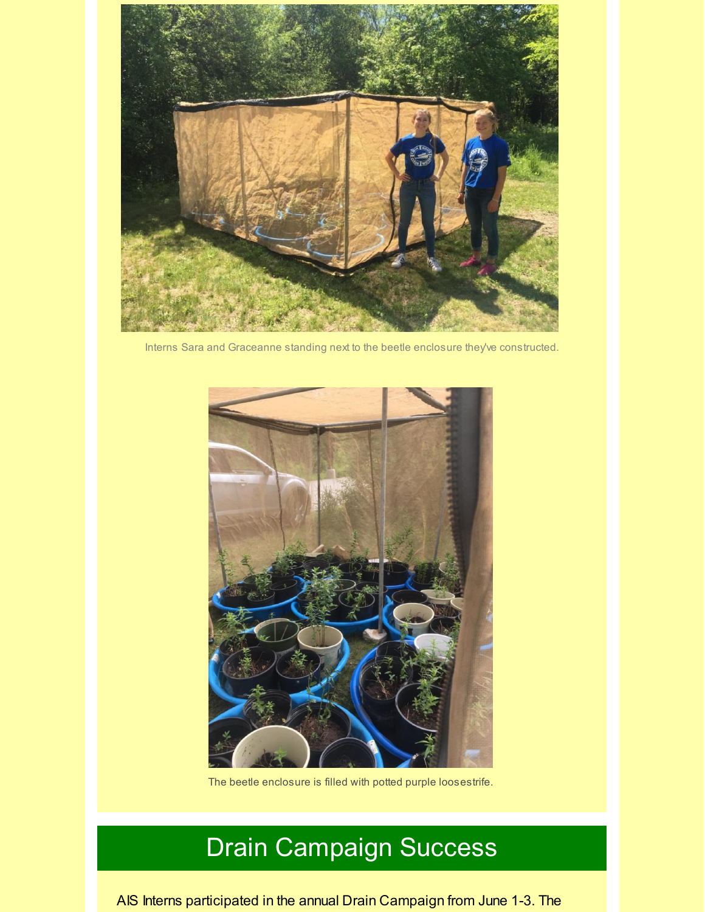Interns Sara and Graceanne standing next to the beetle enclosure they've constructed.

The beetle enclosure is filled with potted purple loosestrife.

## Drain Campaign Success

AIS Interns participated in the annual Drain Campaign from June 1-3. The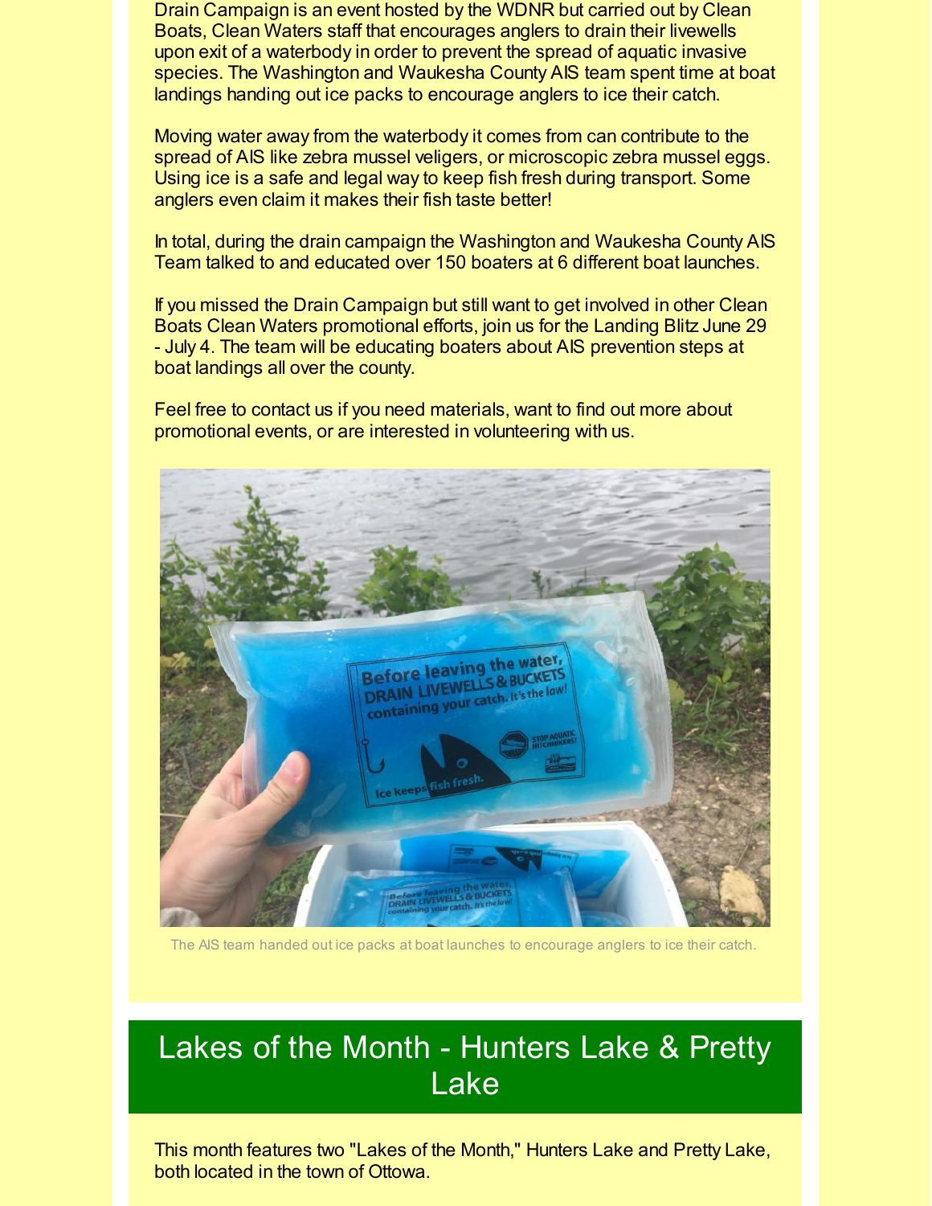Drain Campaign is an event hosted by the WDNR but carried out by Clean Boats, Clean Waters staff that encourages anglers to drain their livewells upon exit of a waterbody in order to prevent the spread of aquatic invasive species. The Washington and Waukesha County AIS team spent time at boat landings handing out ice packs to encourage anglers to ice their catch.

Moving water away from the waterbody it comes from can contribute to the spread of AIS like zebra mussel veligers, or microscopic zebra mussel eggs. Using ice is a safe and legal way to keep fish fresh during transport. Some anglers even claim it makes their fish taste better!

In total, during the drain campaign the Washington and Waukesha County AIS Team talked to and educated over 150 boaters at 6 different boat launches.

If you missed the Drain Campaign but still want to get involved in other Clean Boats Clean Waters promotional efforts, join us for the Landing Blitz June 29 - July 4. The team will be educating boaters about AIS prevention steps at boat landings all over the county.

Feel free to contact us if you need materials, want to find out more about promotional events, or are interested in volunteering with us.

The AIS team handed out ice packs at boat launches to encourage anglers to ice their catch.

## Lakes of the Month - Hunters Lake & Pretty Lake

This month features two "Lakes of the Month," Hunters Lake and Pretty Lake, both located in the town of Ottowa.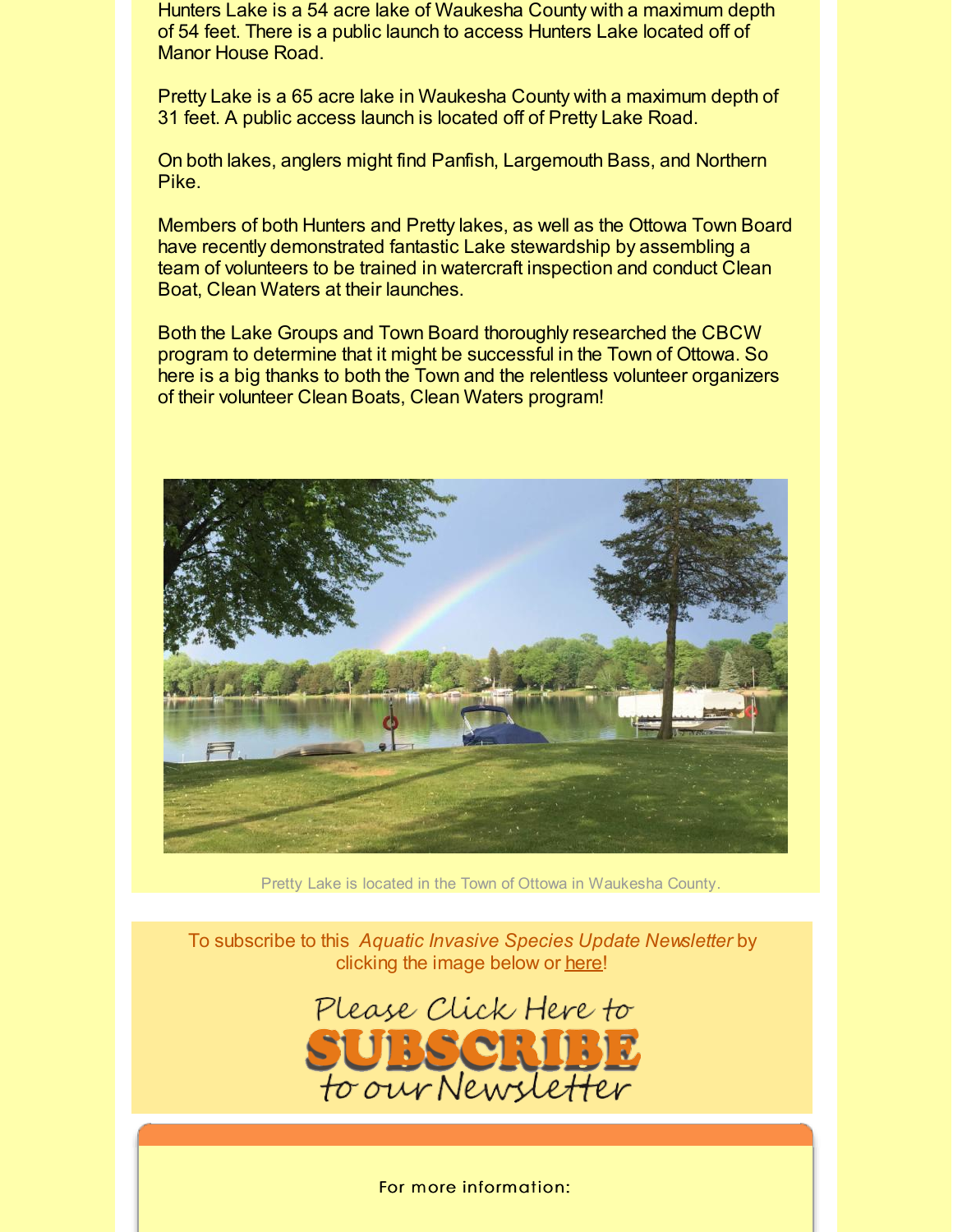Hunters Lake is a 54 acre lake of Waukesha County with a maximum depth of 54 feet. There is a public launch to access Hunters Lake located off of Manor House Road.

Pretty Lake is a 65 acre lake in Waukesha County with a maximum depth of 31 feet. A public access launch is located off of Pretty Lake Road.

On both lakes, anglers might find Panfish, Largemouth Bass, and Northern Pike.

Members of both Hunters and Pretty lakes, as well as the Ottowa Town Board have recently demonstrated fantastic Lake stewardship by assembling a team of volunteers to be trained in watercraft inspection and conduct Clean Boat, Clean Waters at their launches.

Both the Lake Groups and Town Board thoroughly researched the CBCW program to determine that it might be successful in the Town of Ottowa. So here is a big thanks to both the Town and the relentless volunteer organizers of their volunteer Clean Boats, Clean Waters program!

Pretty Lake is located in the Town of Ottowa in Waukesha County.

To subscribe to this *Aquatic Invasive Species Update Newsletter* by clicking the image below or here!

Please Click Here to SUBSCRIBE to our Newsletter

For more information: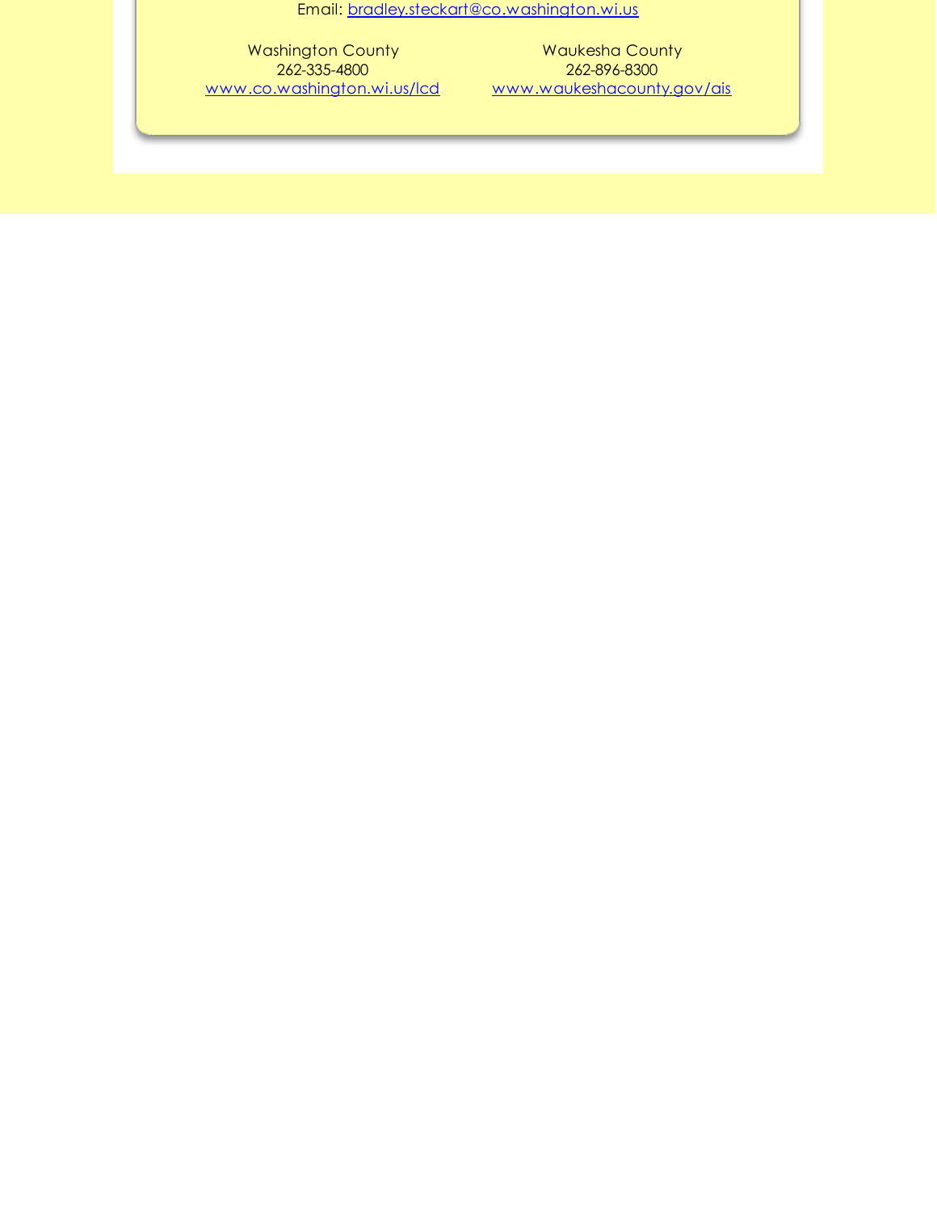Email: [bradley.steckart@co.washington.wi.us](mailto:bradley.steckart@co.washington.wi.us)

| | |
|---|---|
| Washington County | Waukesha County |
| 262-335-4800 | 262-896-8300 |
| [www.co.washington.wi.us/lcd](http://www.co.washington.wi.us/lcd) | [www.waukeshacounty.gov/ais](http://www.waukeshacounty.gov/ais) |